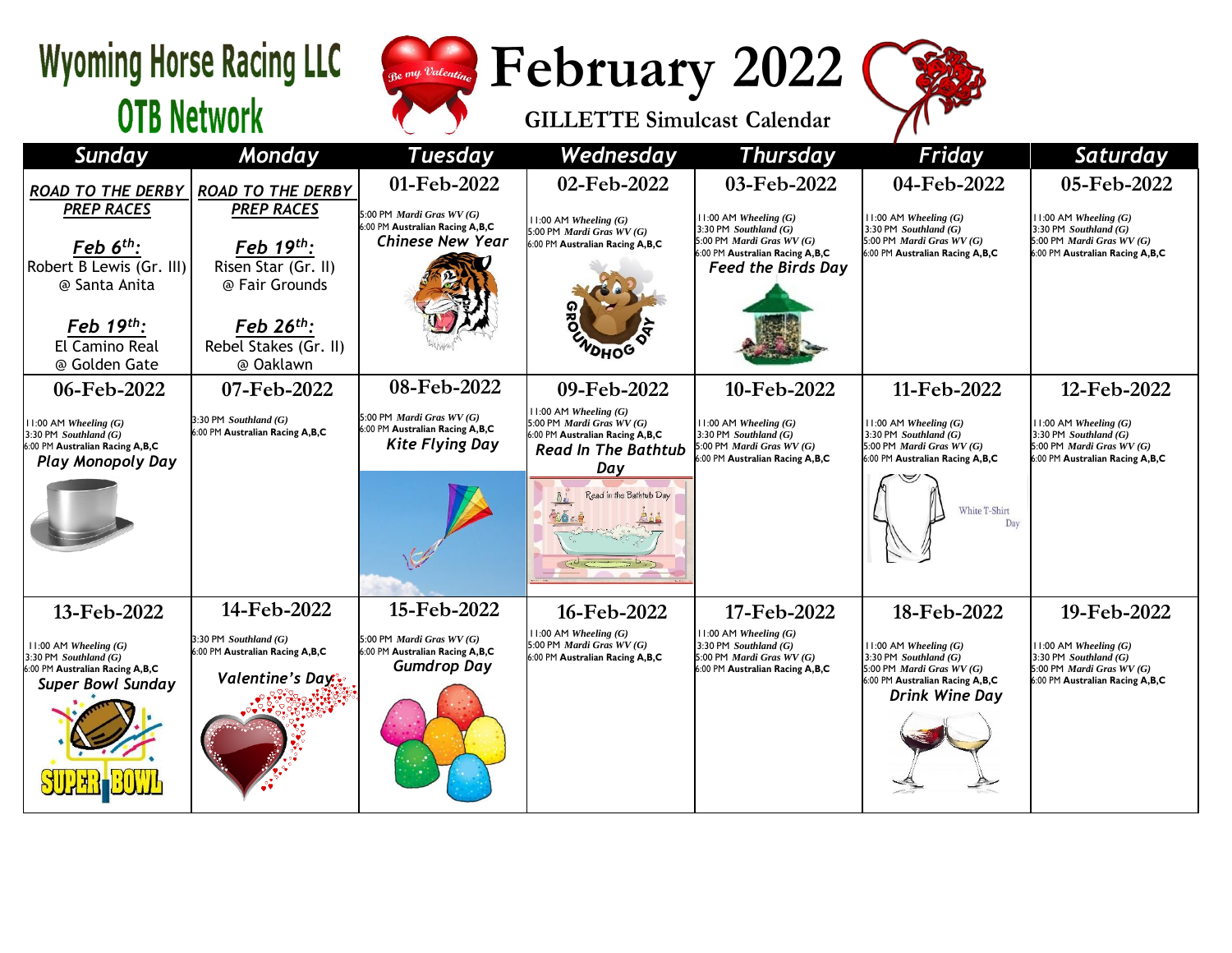# Wyoming Horse Racing LLC OTB Network

# February 2022

## GILLETTE Simulcast Calendar

| Sunday | Monday | Tuesday | Wednesday | Thursday | Friday | Saturday |
|---|---|---|---|---|---|---|
| ***ROAD TO THE DERBY PREP RACES*** <br> ***Feb 6th:*** Robert B Lewis (Gr. III) @ Santa Anita <br> ***Feb 19th:*** El Camino Real @ Golden Gate | ***ROAD TO THE DERBY PREP RACES*** <br> ***Feb 19th:*** Risen Star (Gr. II) @ Fair Grounds <br> ***Feb 26th:*** Rebel Stakes (Gr. II) @ Oaklawn | **01-Feb-2022** <br> 5:00 PM *Mardi Gras WV (G)* <br> 6:00 PM **Australian Racing A,B,C** <br> ***Chinese New Year*** | **02-Feb-2022** <br> 11:00 AM *Wheeling (G)* <br> 5:00 PM *Mardi Gras WV (G)* <br> 6:00 PM **Australian Racing A,B,C** <br> GROUNDHOG DAY | **03-Feb-2022** <br> 11:00 AM *Wheeling (G)* <br> 3:30 PM *Southland (G)* <br> 5:00 PM *Mardi Gras WV (G)* <br> 6:00 PM **Australian Racing A,B,C** <br> ***Feed the Birds Day*** | **04-Feb-2022** <br> 11:00 AM *Wheeling (G)* <br> 3:30 PM *Southland (G)* <br> 5:00 PM *Mardi Gras WV (G)* <br> 6:00 PM **Australian Racing A,B,C** | **05-Feb-2022** <br> 11:00 AM *Wheeling (G)* <br> 3:30 PM *Southland (G)* <br> 5:00 PM *Mardi Gras WV (G)* <br> 6:00 PM **Australian Racing A,B,C** |
| **06-Feb-2022** <br> 11:00 AM *Wheeling (G)* <br> 3:30 PM *Southland (G)* <br> 6:00 PM **Australian Racing A,B,C** <br> ***Play Monopoly Day*** | **07-Feb-2022** <br> 3:30 PM *Southland (G)* <br> 6:00 PM **Australian Racing A,B,C** | **08-Feb-2022** <br> 5:00 PM *Mardi Gras WV (G)* <br> 6:00 PM **Australian Racing A,B,C** <br> ***Kite Flying Day*** | **09-Feb-2022** <br> 11:00 AM *Wheeling (G)* <br> 5:00 PM *Mardi Gras WV (G)* <br> 6:00 PM **Australian Racing A,B,C** <br> ***Read In The Bathtub Day*** | **10-Feb-2022** <br> 11:00 AM *Wheeling (G)* <br> 3:30 PM *Southland (G)* <br> 5:00 PM *Mardi Gras WV (G)* <br> 6:00 PM **Australian Racing A,B,C** | **11-Feb-2022** <br> 11:00 AM *Wheeling (G)* <br> 3:30 PM *Southland (G)* <br> 5:00 PM *Mardi Gras WV (G)* <br> 6:00 PM **Australian Racing A,B,C** <br> White T-Shirt Day | **12-Feb-2022** <br> 11:00 AM *Wheeling (G)* <br> 3:30 PM *Southland (G)* <br> 5:00 PM *Mardi Gras WV (G)* <br> 6:00 PM **Australian Racing A,B,C** |
| **13-Feb-2022** <br> 11:00 AM *Wheeling (G)* <br> 3:30 PM *Southland (G)* <br> 6:00 PM **Australian Racing A,B,C** <br> ***Super Bowl Sunday*** | **14-Feb-2022** <br> 3:30 PM *Southland (G)* <br> 6:00 PM **Australian Racing A,B,C** <br> ***Valentine's Day*** | **15-Feb-2022** <br> 5:00 PM *Mardi Gras WV (G)* <br> 6:00 PM **Australian Racing A,B,C** <br> ***Gumdrop Day*** | **16-Feb-2022** <br> 11:00 AM *Wheeling (G)* <br> 5:00 PM *Mardi Gras WV (G)* <br> 6:00 PM **Australian Racing A,B,C** | **17-Feb-2022** <br> 11:00 AM *Wheeling (G)* <br> 3:30 PM *Southland (G)* <br> 5:00 PM *Mardi Gras WV (G)* <br> 6:00 PM **Australian Racing A,B,C** | **18-Feb-2022** <br> 11:00 AM *Wheeling (G)* <br> 3:30 PM *Southland (G)* <br> 5:00 PM *Mardi Gras WV (G)* <br> 6:00 PM **Australian Racing A,B,C** <br> ***Drink Wine Day*** | **19-Feb-2022** <br> 11:00 AM *Wheeling (G)* <br> 3:30 PM *Southland (G)* <br> 5:00 PM *Mardi Gras WV (G)* <br> 6:00 PM **Australian Racing A,B,C** |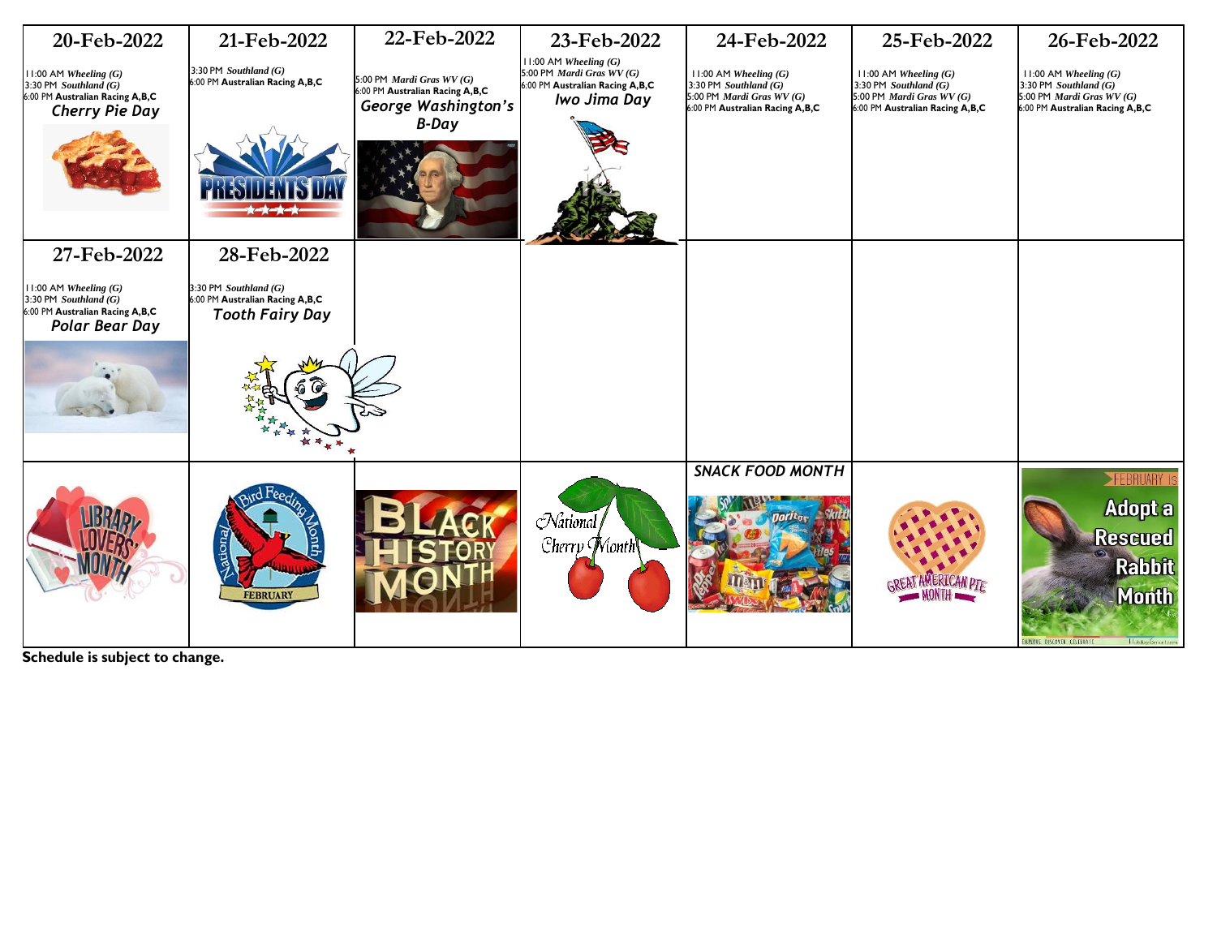| 20-Feb-2022 | 21-Feb-2022 | 22-Feb-2022 | 23-Feb-2022 | 24-Feb-2022 | 25-Feb-2022 | 26-Feb-2022 |
|---|---|---|---|---|---|---|
| 11:00 AM *Wheeling (G)*<br>3:30 PM *Southland (G)*<br>6:00 PM **Australian Racing A,B,C**<br>***Cherry Pie Day*** | 3:30 PM *Southland (G)*<br>6:00 PM **Australian Racing A,B,C** | 5:00 PM *Mardi Gras WV (G)*<br>6:00 PM **Australian Racing A,B,C**<br>***George Washington's B-Day*** | 11:00 AM *Wheeling (G)*<br>5:00 PM *Mardi Gras WV (G)*<br>6:00 PM **Australian Racing A,B,C**<br>***Iwo Jima Day*** | 11:00 AM *Wheeling (G)*<br>3:30 PM *Southland (G)*<br>5:00 PM *Mardi Gras WV (G)*<br>6:00 PM **Australian Racing A,B,C** | 11:00 AM *Wheeling (G)*<br>3:30 PM *Southland (G)*<br>5:00 PM *Mardi Gras WV (G)*<br>6:00 PM **Australian Racing A,B,C** | 11:00 AM *Wheeling (G)*<br>3:30 PM *Southland (G)*<br>5:00 PM *Mardi Gras WV (G)*<br>6:00 PM **Australian Racing A,B,C** |
| **27-Feb-2022** | **28-Feb-2022** | | | | | |
| 11:00 AM *Wheeling (G)*<br>3:30 PM *Southland (G)*<br>6:00 PM **Australian Racing A,B,C**<br>***Polar Bear Day*** | 3:30 PM *Southland (G)*<br>6:00 PM **Australian Racing A,B,C**<br>***Tooth Fairy Day*** | | | | | |
| | | | | ***SNACK FOOD MONTH*** | | |

**Schedule is subject to change.**